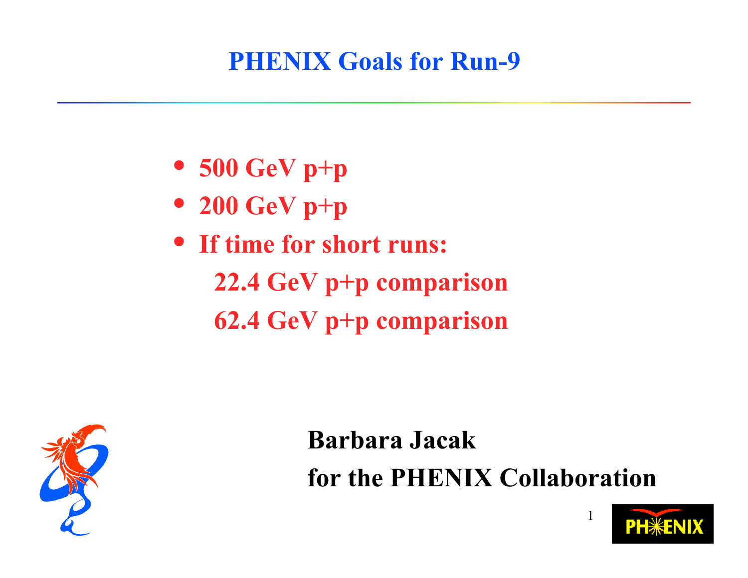# PHENIX Goals for Run-9

- 500 GeV p+p
- 200 GeV p+p
- If time for short runs:
  - 22.4 GeV p+p comparison
  - 62.4 GeV p+p comparison

**Barbara Jacak**
**for the PHENIX Collaboration**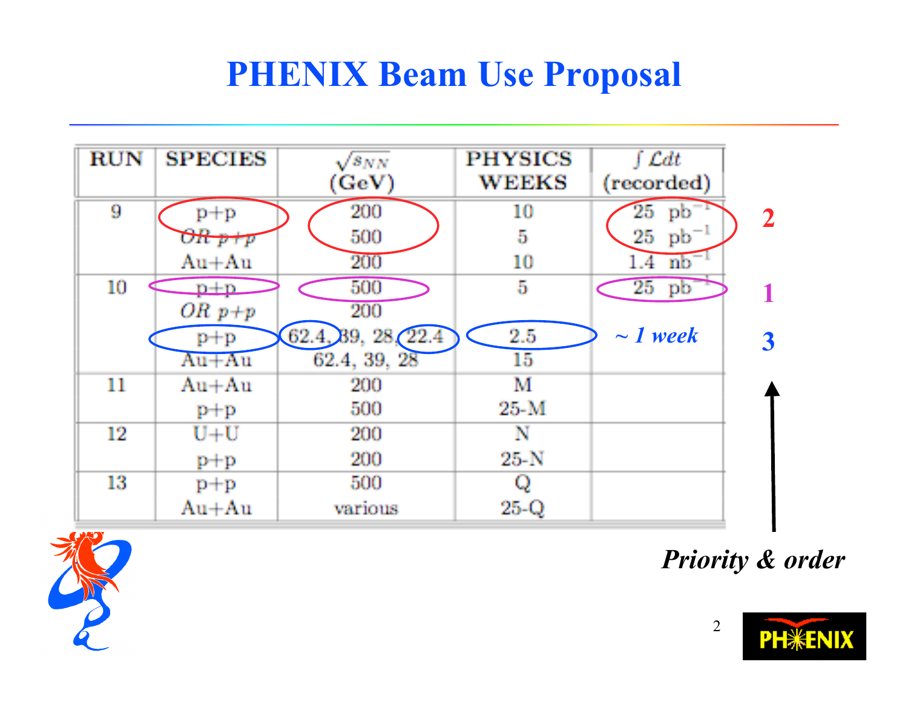# PHENIX Beam Use Proposal

| RUN | SPECIES | $\sqrt{s_{NN}}$ (GeV) | PHYSICS WEEKS | $\int \mathcal{L}dt$ (recorded) | |
|---|---|---|---|---|---|
| 9 | p+p | 200 | 10 | 25 $pb^{-1}$ | **2** |
| | *OR* p+p | 500 | 5 | 25 $pb^{-1}$ | |
| | Au+Au | 200 | 10 | 1.4 $nb^{-1}$ | |
| 10 | p+p | 500 | 5 | 25 $pb^{-1}$ | **1** |
| | *OR* p+p | 200 | | | |
| | p+p | 62.4, 39, 28, 22.4 | 2.5 | *~ 1 week* | **3** |
| | Au+Au | 62.4, 39, 28 | 15 | | |
| 11 | Au+Au | 200 | M | | |
| | p+p | 500 | 25-M | | |
| 12 | U+U | 200 | N | | |
| | p+p | 200 | 25-N | | |
| 13 | p+p | 500 | Q | | |
| | Au+Au | various | 25-Q | | |

***Priority & order***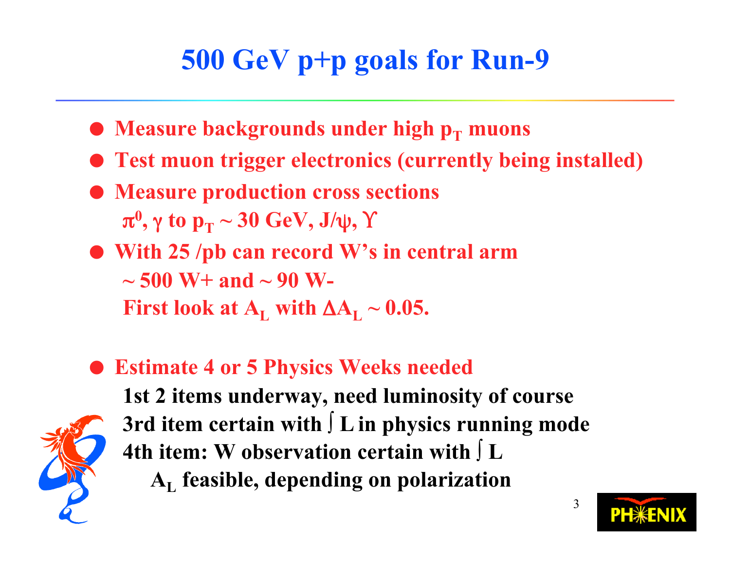# 500 GeV p+p goals for Run-9

- Measure backgrounds under high $p_T$ muons
- Test muon trigger electronics (currently being installed)
- Measure production cross sections
  $\pi^0$, $\gamma$ to $p_T \sim 30$ GeV, J/$\psi$, $\Upsilon$
- With 25 /pb can record W's in central arm
  ~ 500 W+ and ~ 90 W-
  First look at $A_L$ with $\Delta A_L \sim 0.05$.

- Estimate 4 or 5 Physics Weeks needed
  1st 2 items underway, need luminosity of course
  3rd item certain with $\int L$ in physics running mode
  4th item: W observation certain with $\int L$
  $A_L$ feasible, depending on polarization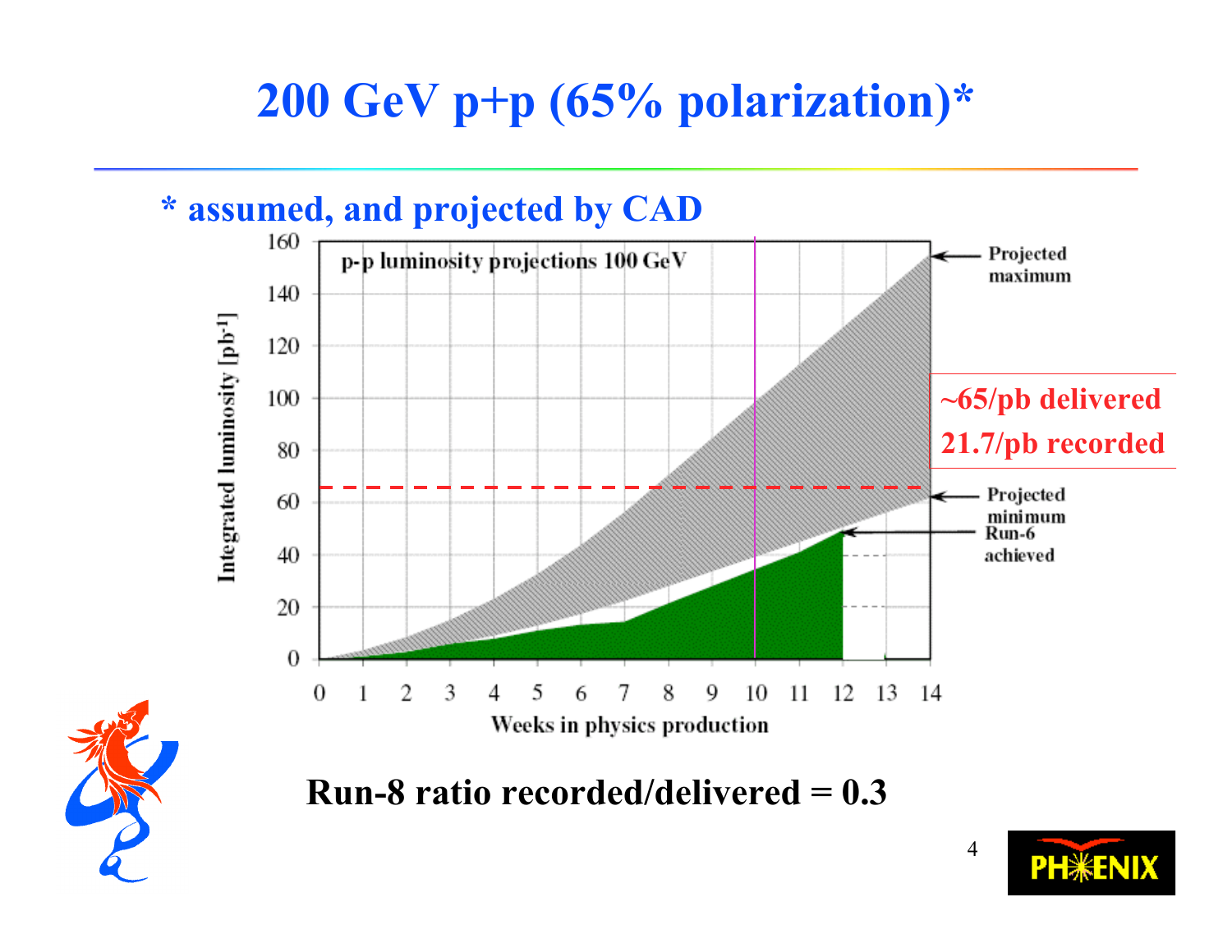# 200 GeV p+p (65% polarization)*

**\* assumed, and projected by CAD**

p-p luminosity projections 100 GeV

Integrated luminosity [pb$^{-1}$]

Weeks in physics production

Projected maximum

Projected minimum

Run-6 achieved

~65/pb delivered

21.7/pb recorded

**Run-8 ratio recorded/delivered = 0.3**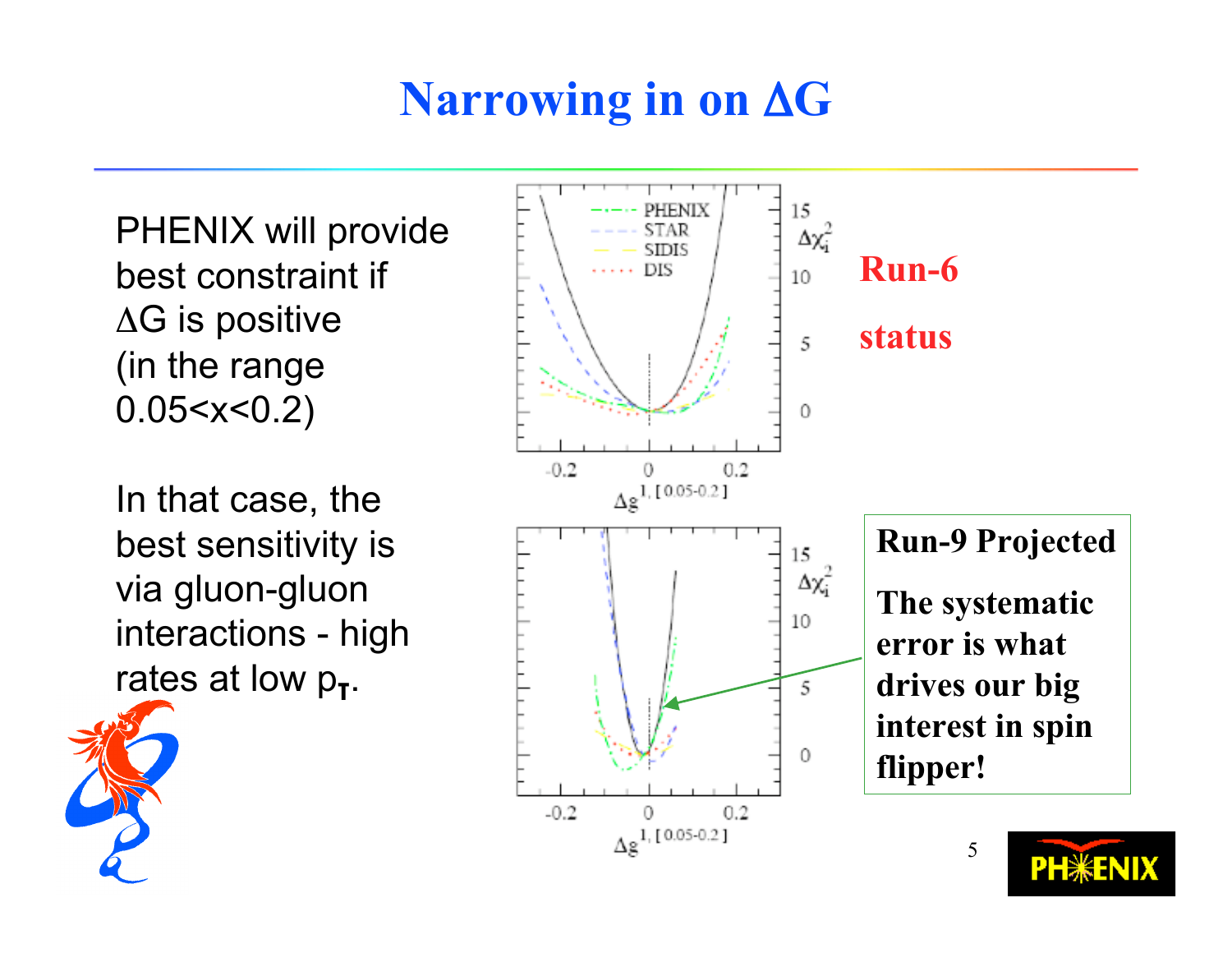# Narrowing in on $\Delta G$

PHENIX will provide best constraint if $\Delta G$ is positive (in the range $0.05<x<0.2$)

In that case, the best sensitivity is via gluon-gluon interactions - high rates at low $p_T$.

**Run-6 status**

**Run-9 Projected**

**The systematic error is what drives our big interest in spin flipper!**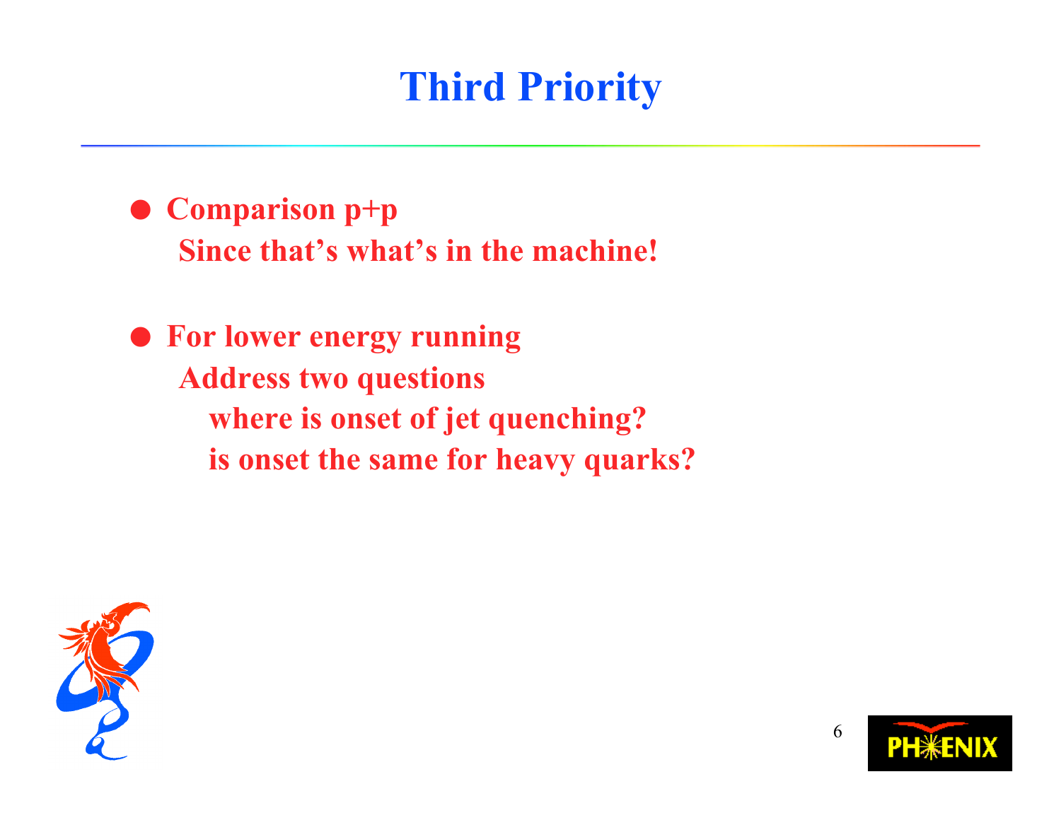# Third Priority

- **Comparison p+p**
  **Since that's what's in the machine!**

- **For lower energy running**
  **Address two questions**
  - **where is onset of jet quenching?**
  - **is onset the same for heavy quarks?**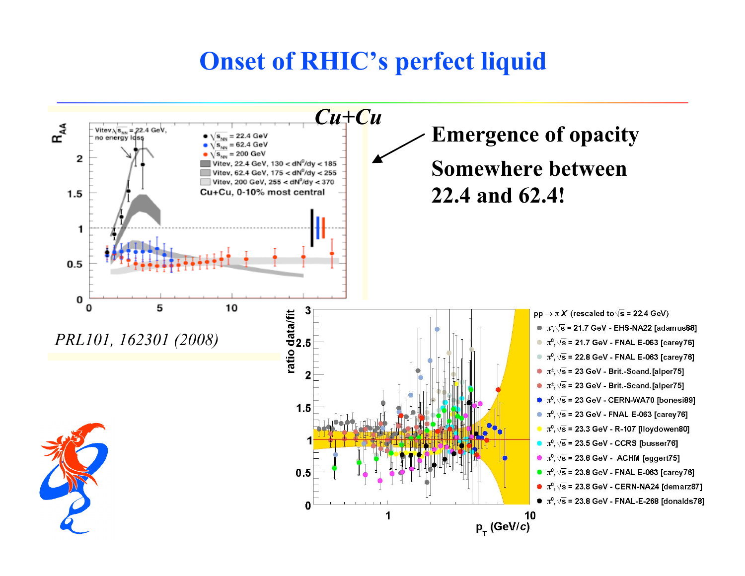# Onset of RHIC's perfect liquid

*Cu+Cu*

**Emergence of opacity**

**Somewhere between 22.4 and 62.4!**

*PRL101, 162301 (2008)*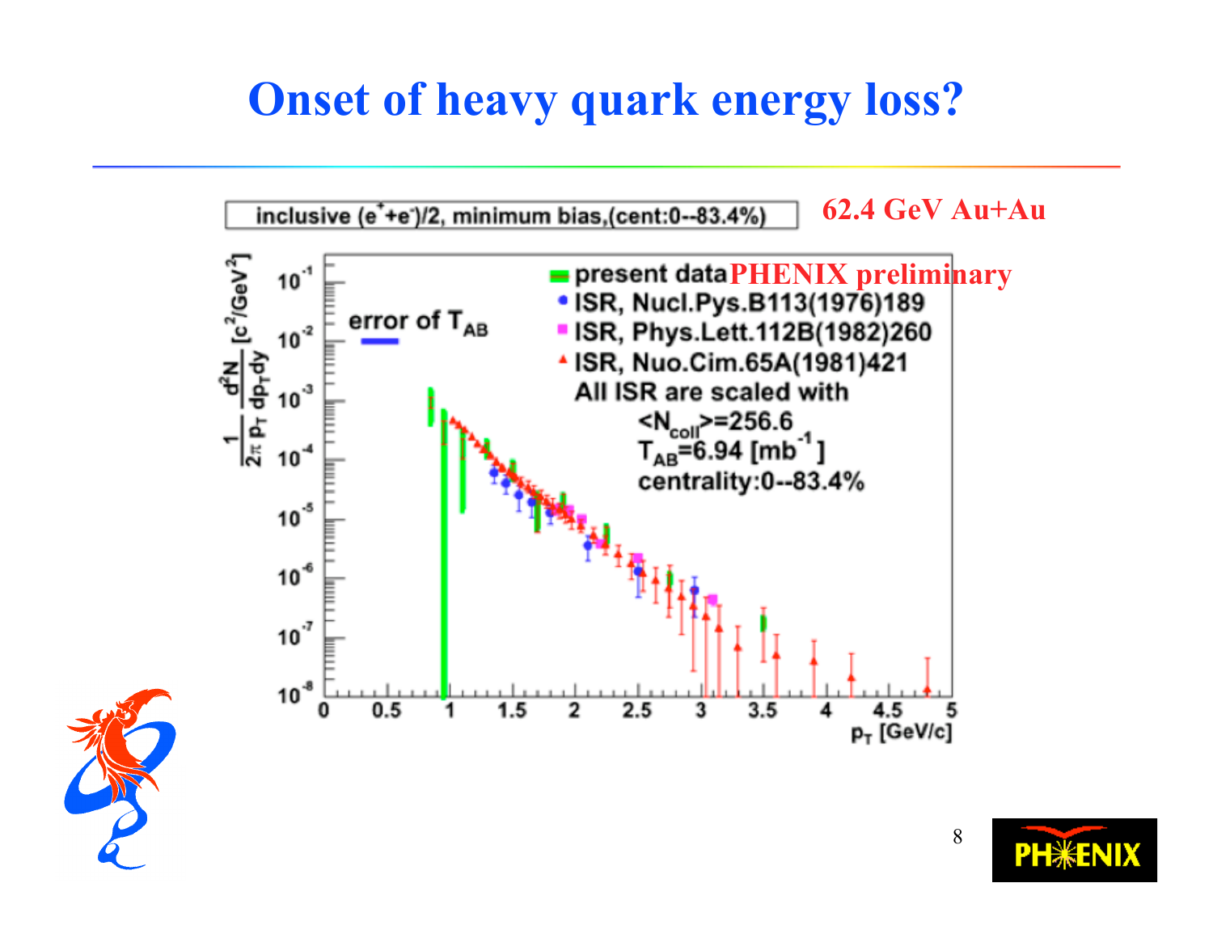# Onset of heavy quark energy loss?

inclusive $(e^{+}+e^{-})/2$, minimum bias,(cent:0--83.4%)

62.4 GeV Au+Au

PHENIX preliminary

- present data
- ISR, Nucl.Pys.B113(1976)189
- ISR, Phys.Lett.112B(1982)260
- ISR, Nuo.Cim.65A(1981)421

All ISR are scaled with
$\langle N_{coll} \rangle = 256.6$
$T_{AB} = 6.94$ [$mb^{-1}$]
centrality:0--83.4%

error of $T_{AB}$

$\frac{1}{2\pi p_T} \frac{d^2N}{dp_T dy}$ [$c^2/GeV^2$]

$p_T$ [GeV/c]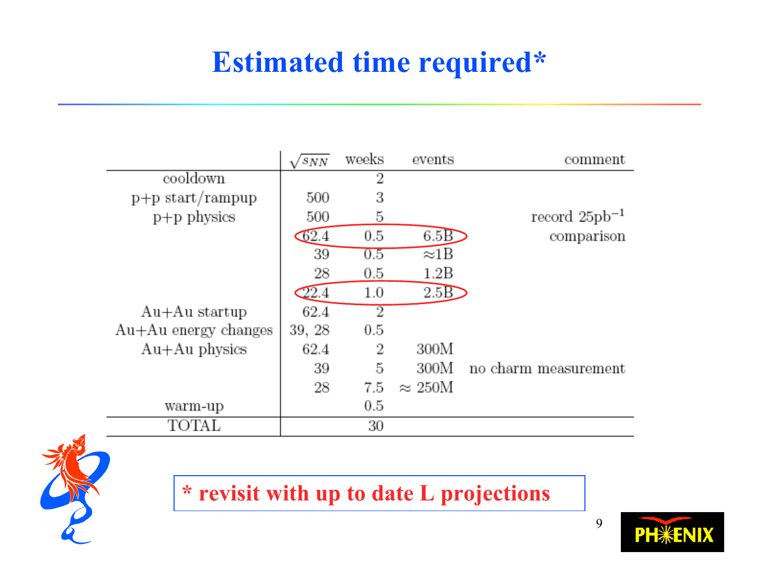# Estimated time required*

| | $\sqrt{s_{NN}}$ | weeks | events | comment |
|---|---|---|---|---|
| cooldown | | 2 | | |
| p+p start/rampup | 500 | 3 | | |
| p+p physics | 500 | 5 | | record $25\text{pb}^{-1}$ |
| | 62.4 | 0.5 | 6.5B | comparison |
| | 39 | 0.5 | ≈1B | |
| | 28 | 0.5 | 1.2B | |
| | 22.4 | 1.0 | 2.5B | |
| Au+Au startup | 62.4 | 2 | | |
| Au+Au energy changes | 39, 28 | 0.5 | | |
| Au+Au physics | 62.4 | 2 | 300M | |
| | 39 | 5 | 300M | no charm measurement |
| | 28 | 7.5 | ≈ 250M | |
| warm-up | | 0.5 | | |
| TOTAL | | 30 | | |

**\* revisit with up to date L projections**